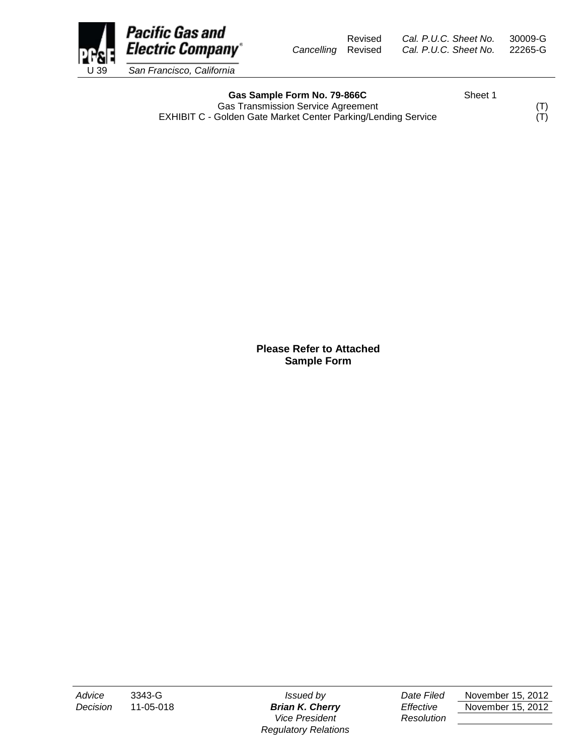Pacific Gas and Electric Company
U 39 San Francisco, California

| | | | |
|---|---|---|---|
| | Revised | Cal. P.U.C. Sheet No. | 30009-G |
| Cancelling | Revised | Cal. P.U.C. Sheet No. | 22265-G |

**Gas Sample Form No. 79-866C** Sheet 1

Gas Transmission Service Agreement (T)

EXHIBIT C - Golden Gate Market Center Parking/Lending Service (T)

**Please Refer to Attached Sample Form**

| | | | | |
|---|---|---|---|---|
| *Advice* 3343-G | *Issued by* | *Date Filed* | November 15, 2012 |
| *Decision* 11-05-018 | ***Brian K. Cherry*** | *Effective* | November 15, 2012 |
| | *Vice President* | *Resolution* | |
| | *Regulatory Relations* | | |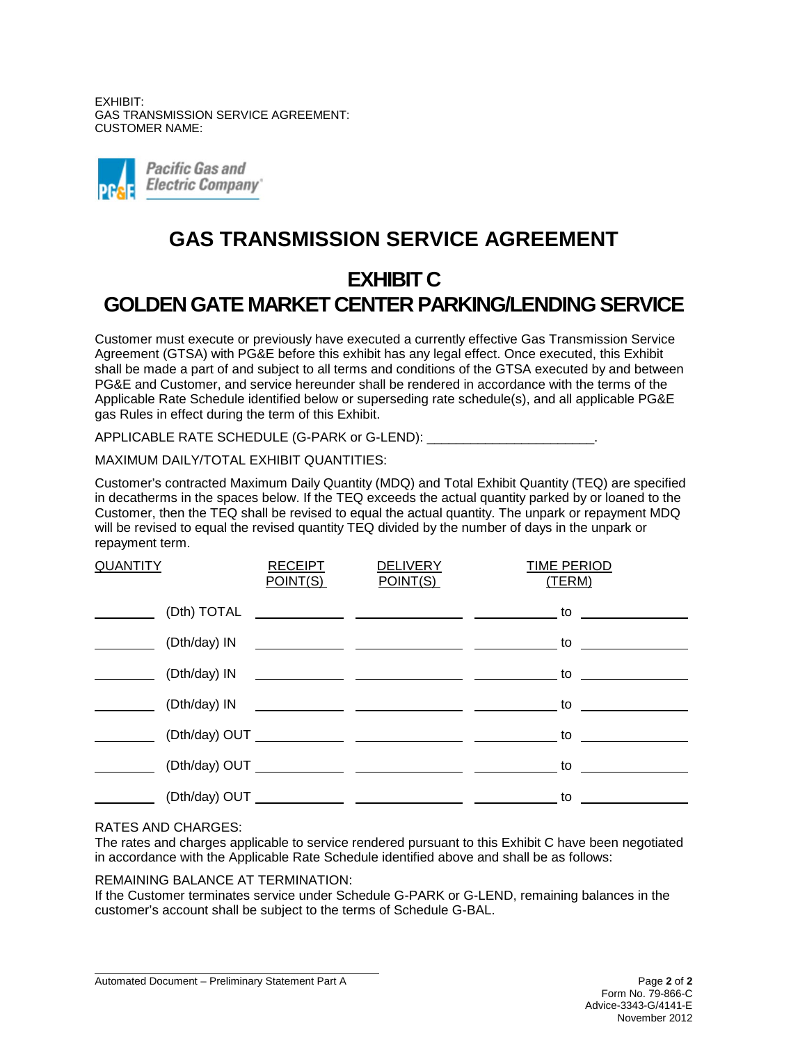EXHIBIT:
GAS TRANSMISSION SERVICE AGREEMENT:
CUSTOMER NAME:

Pacific Gas and Electric Company

# GAS TRANSMISSION SERVICE AGREEMENT

## EXHIBIT C
## GOLDEN GATE MARKET CENTER PARKING/LENDING SERVICE

Customer must execute or previously have executed a currently effective Gas Transmission Service Agreement (GTSA) with PG&E before this exhibit has any legal effect. Once executed, this Exhibit shall be made a part of and subject to all terms and conditions of the GTSA executed by and between PG&E and Customer, and service hereunder shall be rendered in accordance with the terms of the Applicable Rate Schedule identified below or superseding rate schedule(s), and all applicable PG&E gas Rules in effect during the term of this Exhibit.

APPLICABLE RATE SCHEDULE (G-PARK or G-LEND): _______________________.

MAXIMUM DAILY/TOTAL EXHIBIT QUANTITIES:

Customer's contracted Maximum Daily Quantity (MDQ) and Total Exhibit Quantity (TEQ) are specified in decatherms in the spaces below. If the TEQ exceeds the actual quantity parked by or loaned to the Customer, then the TEQ shall be revised to equal the actual quantity. The unpark or repayment MDQ will be revised to equal the revised quantity TEQ divided by the number of days in the unpark or repayment term.

| QUANTITY | | RECEIPT POINT(S) | DELIVERY POINT(S) | TIME PERIOD (TERM) | | |
|---|---|---|---|---|---|---|
| ________ | (Dth) TOTAL | ________ | ________ | ________ | to | ________ |
| ________ | (Dth/day) IN | ________ | ________ | ________ | to | ________ |
| ________ | (Dth/day) IN | ________ | ________ | ________ | to | ________ |
| ________ | (Dth/day) IN | ________ | ________ | ________ | to | ________ |
| ________ | (Dth/day) OUT | ________ | ________ | ________ | to | ________ |
| ________ | (Dth/day) OUT | ________ | ________ | ________ | to | ________ |
| ________ | (Dth/day) OUT | ________ | ________ | ________ | to | ________ |

RATES AND CHARGES:
The rates and charges applicable to service rendered pursuant to this Exhibit C have been negotiated in accordance with the Applicable Rate Schedule identified above and shall be as follows:

REMAINING BALANCE AT TERMINATION:
If the Customer terminates service under Schedule G-PARK or G-LEND, remaining balances in the customer's account shall be subject to the terms of Schedule G-BAL.

Automated Document – Preliminary Statement Part A

Form No. 79-866-C
Advice-3343-G/4141-E
November 2012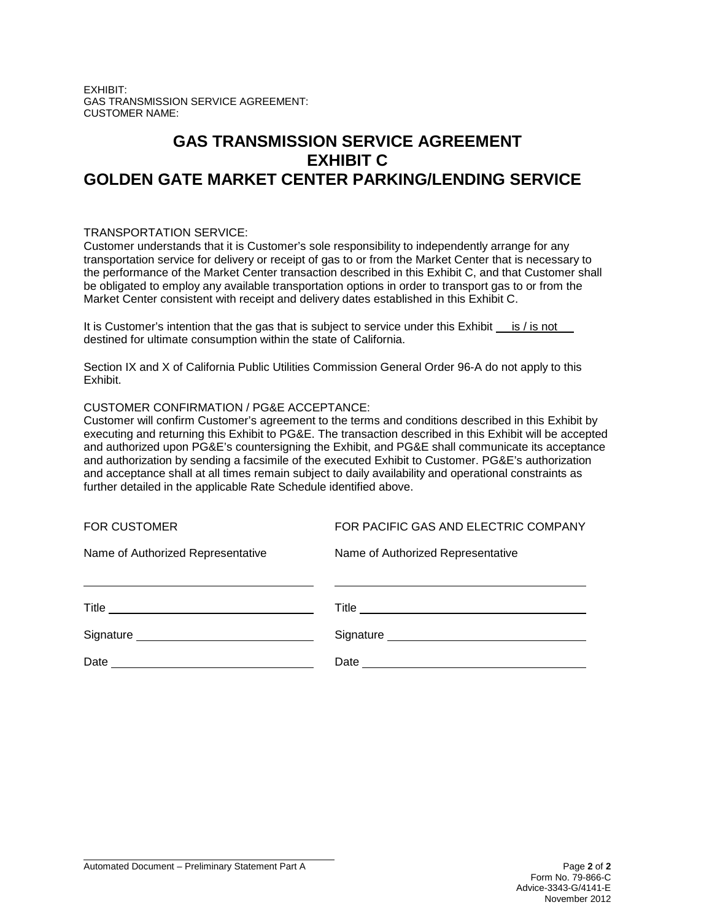EXHIBIT:
GAS TRANSMISSION SERVICE AGREEMENT:
CUSTOMER NAME:

# GAS TRANSMISSION SERVICE AGREEMENT
# EXHIBIT C
# GOLDEN GATE MARKET CENTER PARKING/LENDING SERVICE

TRANSPORTATION SERVICE:
Customer understands that it is Customer's sole responsibility to independently arrange for any transportation service for delivery or receipt of gas to or from the Market Center that is necessary to the performance of the Market Center transaction described in this Exhibit C, and that Customer shall be obligated to employ any available transportation options in order to transport gas to or from the Market Center consistent with receipt and delivery dates established in this Exhibit C.

It is Customer's intention that the gas that is subject to service under this Exhibit ___is / is not___ destined for ultimate consumption within the state of California.

Section IX and X of California Public Utilities Commission General Order 96-A do not apply to this Exhibit.

CUSTOMER CONFIRMATION / PG&E ACCEPTANCE:
Customer will confirm Customer's agreement to the terms and conditions described in this Exhibit by executing and returning this Exhibit to PG&E. The transaction described in this Exhibit will be accepted and authorized upon PG&E's countersigning the Exhibit, and PG&E shall communicate its acceptance and authorization by sending a facsimile of the executed Exhibit to Customer. PG&E's authorization and acceptance shall at all times remain subject to daily availability and operational constraints as further detailed in the applicable Rate Schedule identified above.

| FOR CUSTOMER | FOR PACIFIC GAS AND ELECTRIC COMPANY |
| --- | --- |
| Name of Authorized Representative | Name of Authorized Representative |
| ______________________________ | ______________________________ |
| Title ______________________________ | Title ______________________________ |
| Signature ______________________________ | Signature ______________________________ |
| Date ______________________________ | Date ______________________________ |

Automated Document – Preliminary Statement Part A

Form No. 79-866-C
Advice-3343-G/4141-E
November 2012